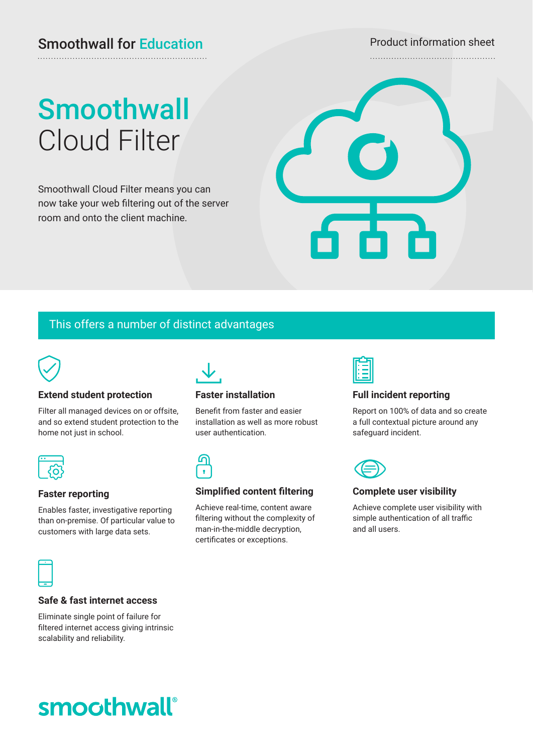Smoothwall for Education

Product information sheet

# Smoothwall Cloud Filter

Smoothwall Cloud Filter means you can now take your web filtering out of the server room and onto the client machine.

## This offers a number of distinct advantages

### Extend student protection

Filter all managed devices on or offsite, and so extend student protection to the home not just in school.

### Faster installation

Benefit from faster and easier installation as well as more robust user authentication.

### Full incident reporting

Report on 100% of data and so create a full contextual picture around any safeguard incident.

### Faster reporting

Enables faster, investigative reporting than on-premise. Of particular value to customers with large data sets.

### Simplified content filtering

Achieve real-time, content aware filtering without the complexity of man-in-the-middle decryption, certificates or exceptions.

### Complete user visibility

Achieve complete user visibility with simple authentication of all traffic and all users.

### Safe & fast internet access

Eliminate single point of failure for filtered internet access giving intrinsic scalability and reliability.

smoothwall®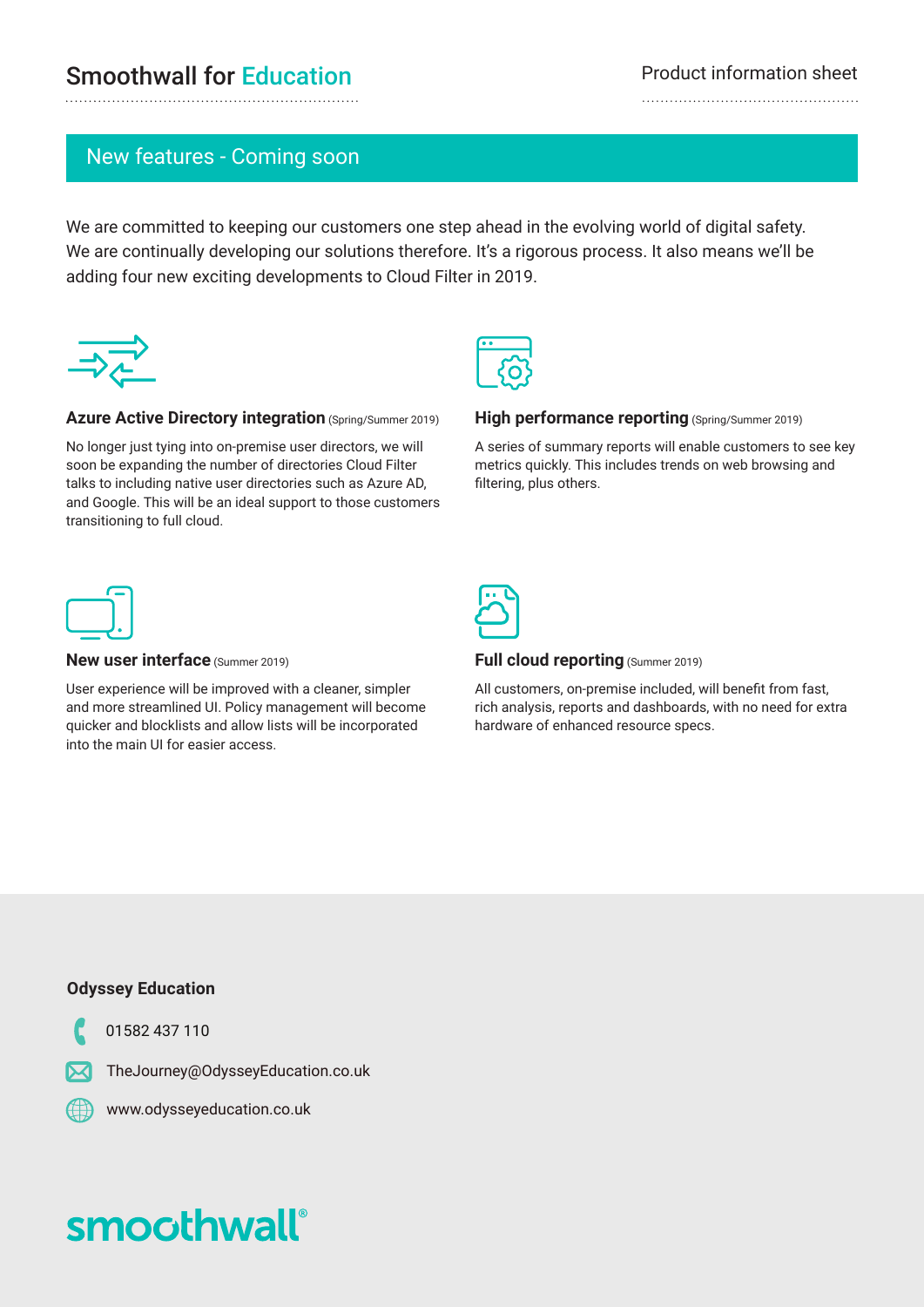# Smoothwall for Education

Product information sheet

## New features - Coming soon

We are committed to keeping our customers one step ahead in the evolving world of digital safety. We are continually developing our solutions therefore. It's a rigorous process. It also means we'll be adding four new exciting developments to Cloud Filter in 2019.

### Azure Active Directory integration (Spring/Summer 2019)

No longer just tying into on-premise user directors, we will soon be expanding the number of directories Cloud Filter talks to including native user directories such as Azure AD, and Google. This will be an ideal support to those customers transitioning to full cloud.

### High performance reporting (Spring/Summer 2019)

A series of summary reports will enable customers to see key metrics quickly. This includes trends on web browsing and filtering, plus others.

### New user interface (Summer 2019)

User experience will be improved with a cleaner, simpler and more streamlined UI. Policy management will become quicker and blocklists and allow lists will be incorporated into the main UI for easier access.

### Full cloud reporting (Summer 2019)

All customers, on-premise included, will benefit from fast, rich analysis, reports and dashboards, with no need for extra hardware of enhanced resource specs.

**Odyssey Education**

01582 437 110

TheJourney@OdysseyEducation.co.uk

www.odysseyeducation.co.uk

smoothwall®